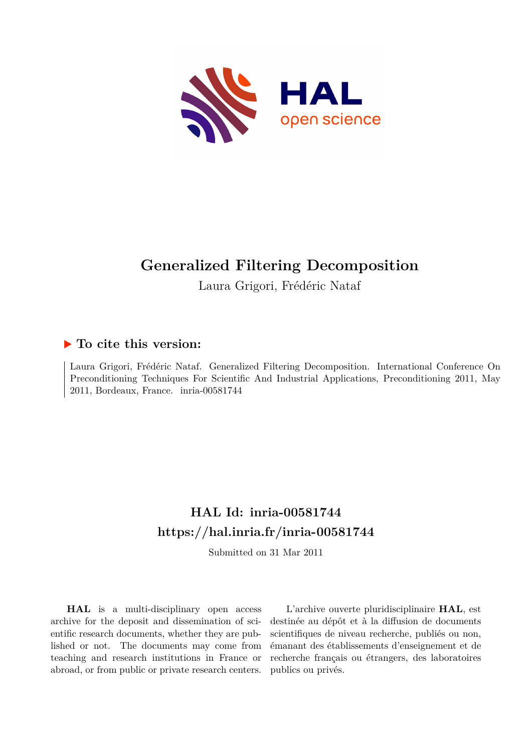# Generalized Filtering Decomposition

Laura Grigori, Frédéric Nataf

## ▶ To cite this version:

Laura Grigori, Frédéric Nataf. Generalized Filtering Decomposition. International Conference On Preconditioning Techniques For Scientific And Industrial Applications, Preconditioning 2011, May 2011, Bordeaux, France. inria-00581744

## HAL Id: inria-00581744

## https://hal.inria.fr/inria-00581744

Submitted on 31 Mar 2011

**HAL** is a multi-disciplinary open access archive for the deposit and dissemination of scientific research documents, whether they are published or not. The documents may come from teaching and research institutions in France or abroad, or from public or private research centers.

L'archive ouverte pluridisciplinaire **HAL**, est destinée au dépôt et à la diffusion de documents scientifiques de niveau recherche, publiés ou non, émanant des établissements d'enseignement et de recherche français ou étrangers, des laboratoires publics ou privés.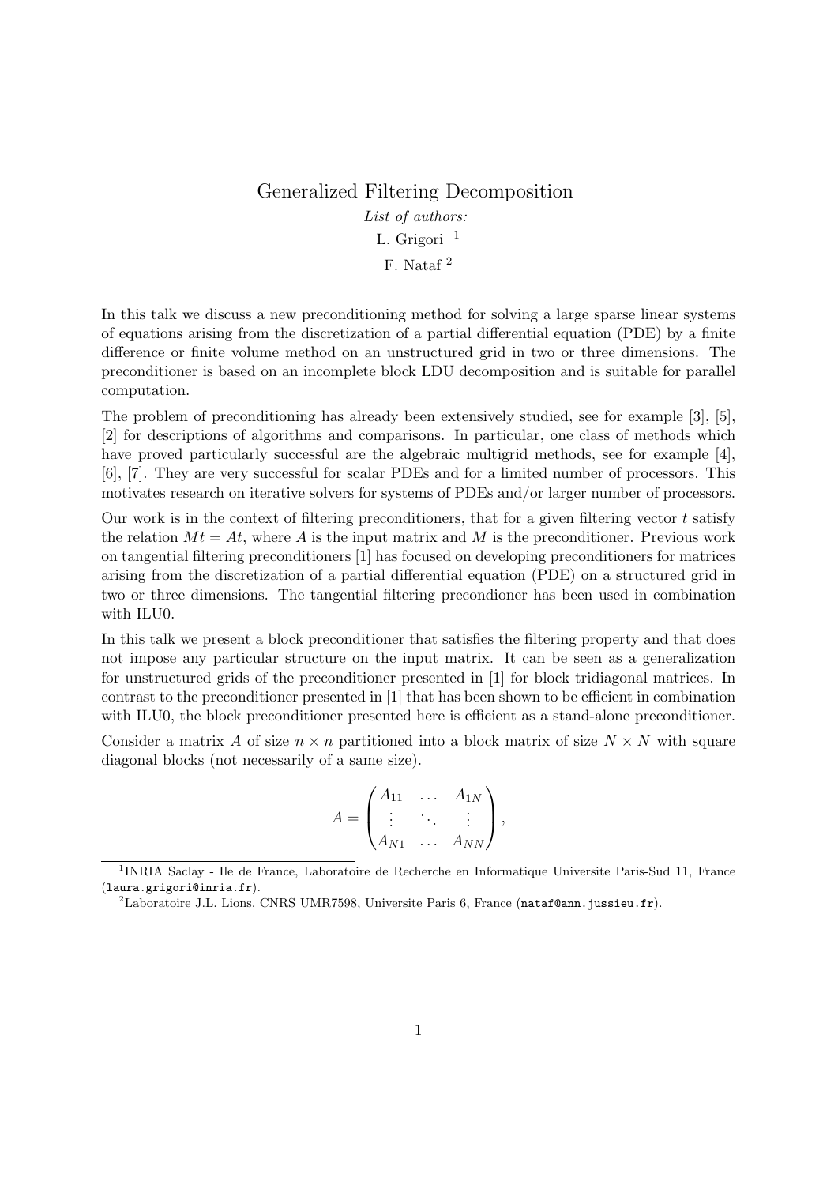# Generalized Filtering Decomposition

*List of authors:*

L. Grigori [1]

F. Nataf [2]

In this talk we discuss a new preconditioning method for solving a large sparse linear systems of equations arising from the discretization of a partial differential equation (PDE) by a finite difference or finite volume method on an unstructured grid in two or three dimensions. The preconditioner is based on an incomplete block LDU decomposition and is suitable for parallel computation.

The problem of preconditioning has already been extensively studied, see for example [3], [5], [2] for descriptions of algorithms and comparisons. In particular, one class of methods which have proved particularly successful are the algebraic multigrid methods, see for example [4], [6], [7]. They are very successful for scalar PDEs and for a limited number of processors. This motivates research on iterative solvers for systems of PDEs and/or larger number of processors.

Our work is in the context of filtering preconditioners, that for a given filtering vector $t$ satisfy the relation $Mt = At$, where $A$ is the input matrix and $M$ is the preconditioner. Previous work on tangential filtering preconditioners [1] has focused on developing preconditioners for matrices arising from the discretization of a partial differential equation (PDE) on a structured grid in two or three dimensions. The tangential filtering precondioner has been used in combination with ILU0.

In this talk we present a block preconditioner that satisfies the filtering property and that does not impose any particular structure on the input matrix. It can be seen as a generalization for unstructured grids of the preconditioner presented in [1] for block tridiagonal matrices. In contrast to the preconditioner presented in [1] that has been shown to be efficient in combination with ILU0, the block preconditioner presented here is efficient as a stand-alone preconditioner.

Consider a matrix $A$ of size $n \times n$ partitioned into a block matrix of size $N \times N$ with square diagonal blocks (not necessarily of a same size).

$$A = \begin{pmatrix} A_{11} & \dots & A_{1N} \\ \vdots & \ddots & \vdots \\ A_{N1} & \dots & A_{NN} \end{pmatrix},$$

[1] INRIA Saclay - Ile de France, Laboratoire de Recherche en Informatique Universite Paris-Sud 11, France (laura.grigori@inria.fr).

[2] Laboratoire J.L. Lions, CNRS UMR7598, Universite Paris 6, France (nataf@ann.jussieu.fr).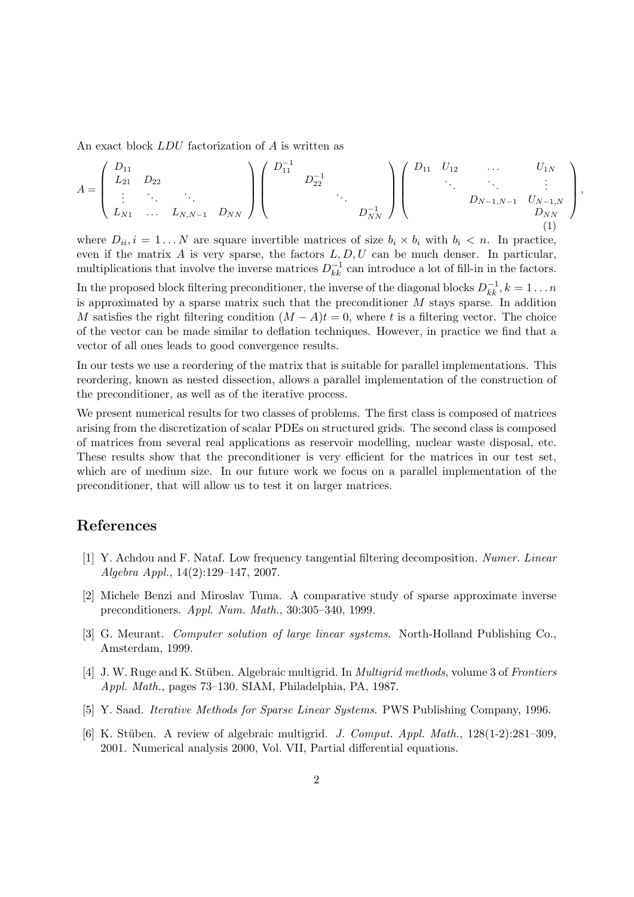An exact block $LDU$ factorization of $A$ is written as

$$
A = \begin{pmatrix} D_{11} & & & \\ L_{21} & D_{22} & & \\ \vdots & \ddots & \ddots & \\ L_{N1} & \dots & L_{N,N-1} & D_{NN} \end{pmatrix} \begin{pmatrix} D_{11}^{-1} & & & \\ & D_{22}^{-1} & & \\ & & \ddots & \\ & & & D_{NN}^{-1} \end{pmatrix} \begin{pmatrix} D_{11} & U_{12} & \dots & U_{1N} \\ & \ddots & \ddots & \vdots \\ & & D_{N-1,N-1} & U_{N-1,N} \\ & & & D_{NN} \end{pmatrix}, \tag{1}
$$

where $D_{ii}, i = 1 \dots N$ are square invertible matrices of size $b_i \times b_i$ with $b_i < n$. In practice, even if the matrix $A$ is very sparse, the factors $L, D, U$ can be much denser. In particular, multiplications that involve the inverse matrices $D_{kk}^{-1}$ can introduce a lot of fill-in in the factors.

In the proposed block filtering preconditioner, the inverse of the diagonal blocks $D_{kk}^{-1}, k = 1 \dots n$ is approximated by a sparse matrix such that the preconditioner $M$ stays sparse. In addition $M$ satisfies the right filtering condition $(M - A)t = 0$, where $t$ is a filtering vector. The choice of the vector can be made similar to deflation techniques. However, in practice we find that a vector of all ones leads to good convergence results.

In our tests we use a reordering of the matrix that is suitable for parallel implementations. This reordering, known as nested dissection, allows a parallel implementation of the construction of the preconditioner, as well as of the iterative process.

We present numerical results for two classes of problems. The first class is composed of matrices arising from the discretization of scalar PDEs on structured grids. The second class is composed of matrices from several real applications as reservoir modelling, nuclear waste disposal, etc. These results show that the preconditioner is very efficient for the matrices in our test set, which are of medium size. In our future work we focus on a parallel implementation of the preconditioner, that will allow us to test it on larger matrices.

## References

[1] Y. Achdou and F. Nataf. Low frequency tangential filtering decomposition. *Numer. Linear Algebra Appl.*, 14(2):129–147, 2007.

[2] Michele Benzi and Miroslav Tuma. A comparative study of sparse approximate inverse preconditioners. *Appl. Num. Math.*, 30:305–340, 1999.

[3] G. Meurant. *Computer solution of large linear systems*. North-Holland Publishing Co., Amsterdam, 1999.

[4] J. W. Ruge and K. Stüben. Algebraic multigrid. In *Multigrid methods*, volume 3 of *Frontiers Appl. Math.*, pages 73–130. SIAM, Philadelphia, PA, 1987.

[5] Y. Saad. *Iterative Methods for Sparse Linear Systems*. PWS Publishing Company, 1996.

[6] K. Stüben. A review of algebraic multigrid. *J. Comput. Appl. Math.*, 128(1-2):281–309, 2001. Numerical analysis 2000, Vol. VII, Partial differential equations.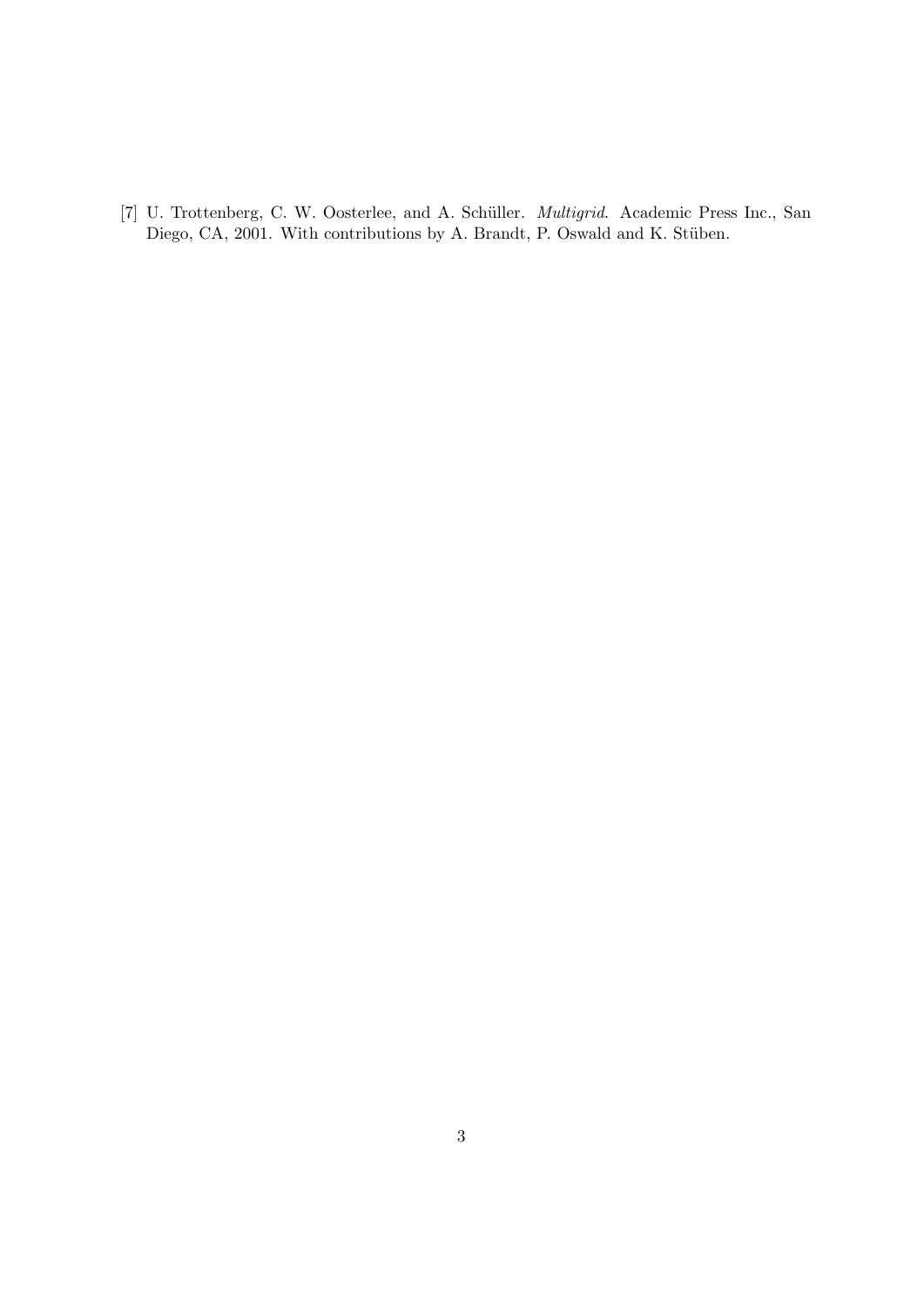[7] U. Trottenberg, C. W. Oosterlee, and A. Schüller. *Multigrid*. Academic Press Inc., San Diego, CA, 2001. With contributions by A. Brandt, P. Oswald and K. Stüben.